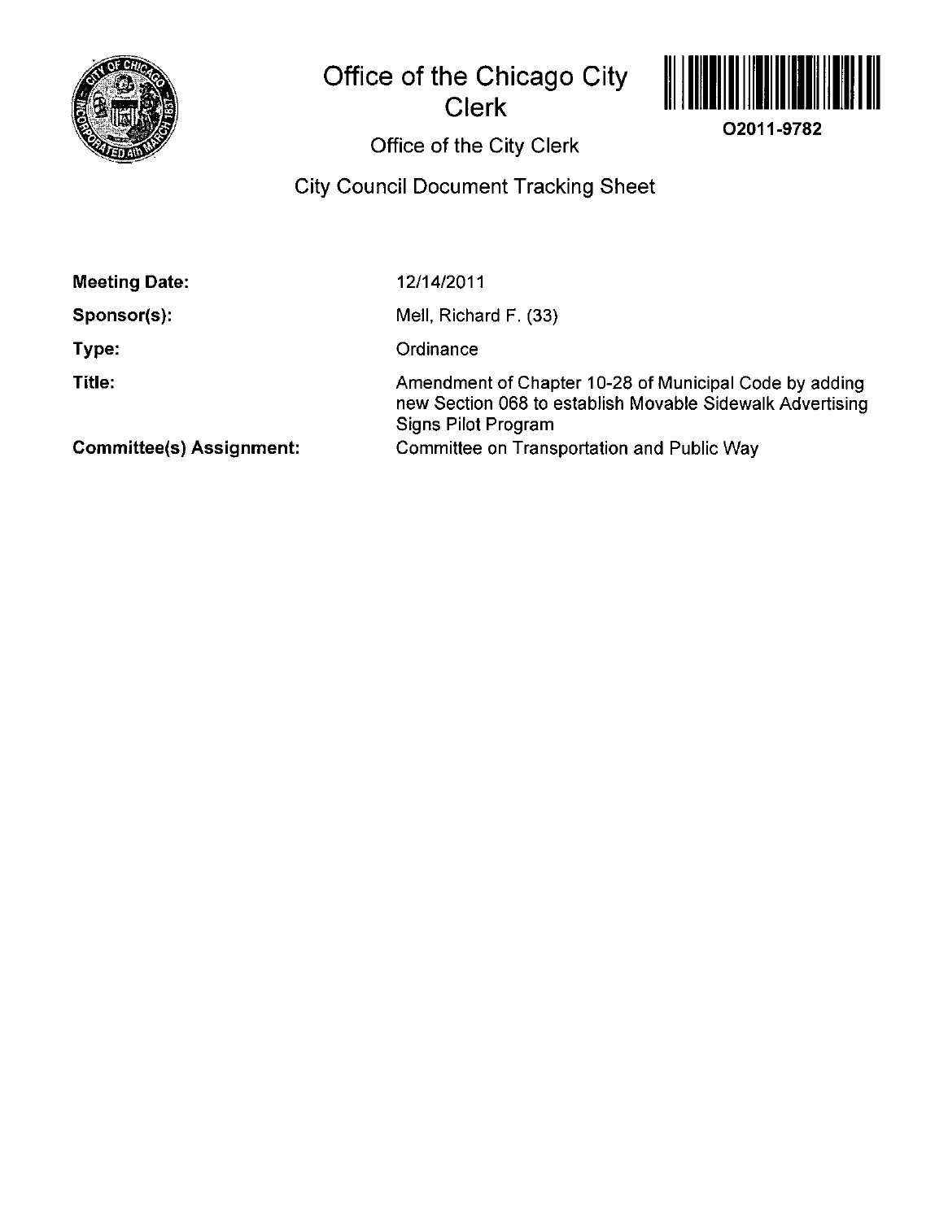# Office of the Chicago City Clerk

O2011-9782

## Office of the City Clerk

## City Council Document Tracking Sheet

**Meeting Date:** 12/14/2011

**Sponsor(s):** Mell, Richard F. (33)

**Type:** Ordinance

**Title:** Amendment of Chapter 10-28 of Municipal Code by adding new Section 068 to establish Movable Sidewalk Advertising Signs Pilot Program

**Committee(s) Assignment:** Committee on Transportation and Public Way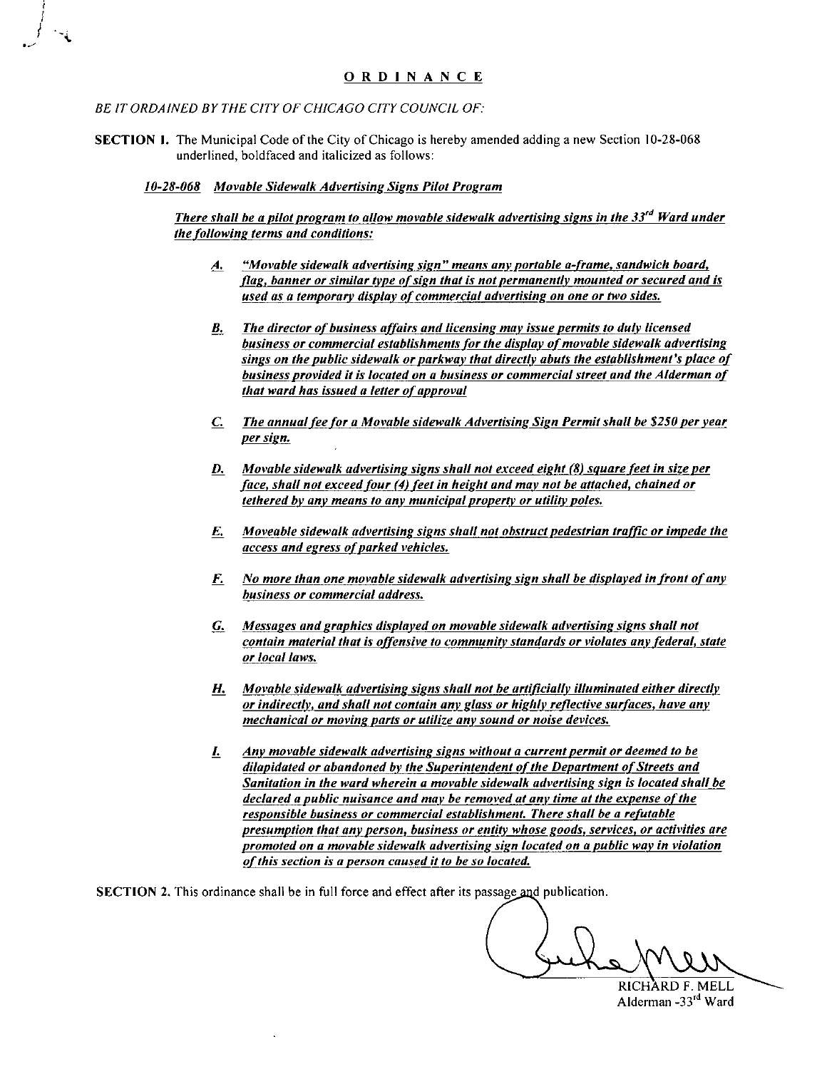# ORDINANCE

*BE IT ORDAINED BY THE CITY OF CHICAGO CITY COUNCIL OF:*

**SECTION 1.** The Municipal Code of the City of Chicago is hereby amended adding a new Section 10-28-068 underlined, boldfaced and italicized as follows:

***10-28-068 Movable Sidewalk Advertising Signs Pilot Program***

***There shall be a pilot program to allow movable sidewalk advertising signs in the 33rd Ward under the following terms and conditions:***

- ***A. "Movable sidewalk advertising sign" means any portable a-frame, sandwich board, flag, banner or similar type of sign that is not permanently mounted or secured and is used as a temporary display of commercial advertising on one or two sides.***

- ***B. The director of business affairs and licensing may issue permits to duly licensed business or commercial establishments for the display of movable sidewalk advertising sings on the public sidewalk or parkway that directly abuts the establishment's place of business provided it is located on a business or commercial street and the Alderman of that ward has issued a letter of approval***

- ***C. The annual fee for a Movable sidewalk Advertising Sign Permit shall be $250 per year per sign.***

- ***D. Movable sidewalk advertising signs shall not exceed eight (8) square feet in size per face, shall not exceed four (4) feet in height and may not be attached, chained or tethered by any means to any municipal property or utility poles.***

- ***E. Moveable sidewalk advertising signs shall not obstruct pedestrian traffic or impede the access and egress of parked vehicles.***

- ***F. No more than one movable sidewalk advertising sign shall be displayed in front of any business or commercial address.***

- ***G. Messages and graphics displayed on movable sidewalk advertising signs shall not contain material that is offensive to community standards or violates any federal, state or local laws.***

- ***H. Movable sidewalk advertising signs shall not be artificially illuminated either directly or indirectly, and shall not contain any glass or highly reflective surfaces, have any mechanical or moving parts or utilize any sound or noise devices.***

- ***I. Any movable sidewalk advertising signs without a current permit or deemed to be dilapidated or abandoned by the Superintendent of the Department of Streets and Sanitation in the ward wherein a movable sidewalk advertising sign is located shall be declared a public nuisance and may be removed at any time at the expense of the responsible business or commercial establishment. There shall be a refutable presumption that any person, business or entity whose goods, services, or activities are promoted on a movable sidewalk advertising sign located on a public way in violation of this section is a person caused it to be so located.***

**SECTION 2.** This ordinance shall be in full force and effect after its passage and publication.

RICHARD F. MELL
Alderman -33rd Ward